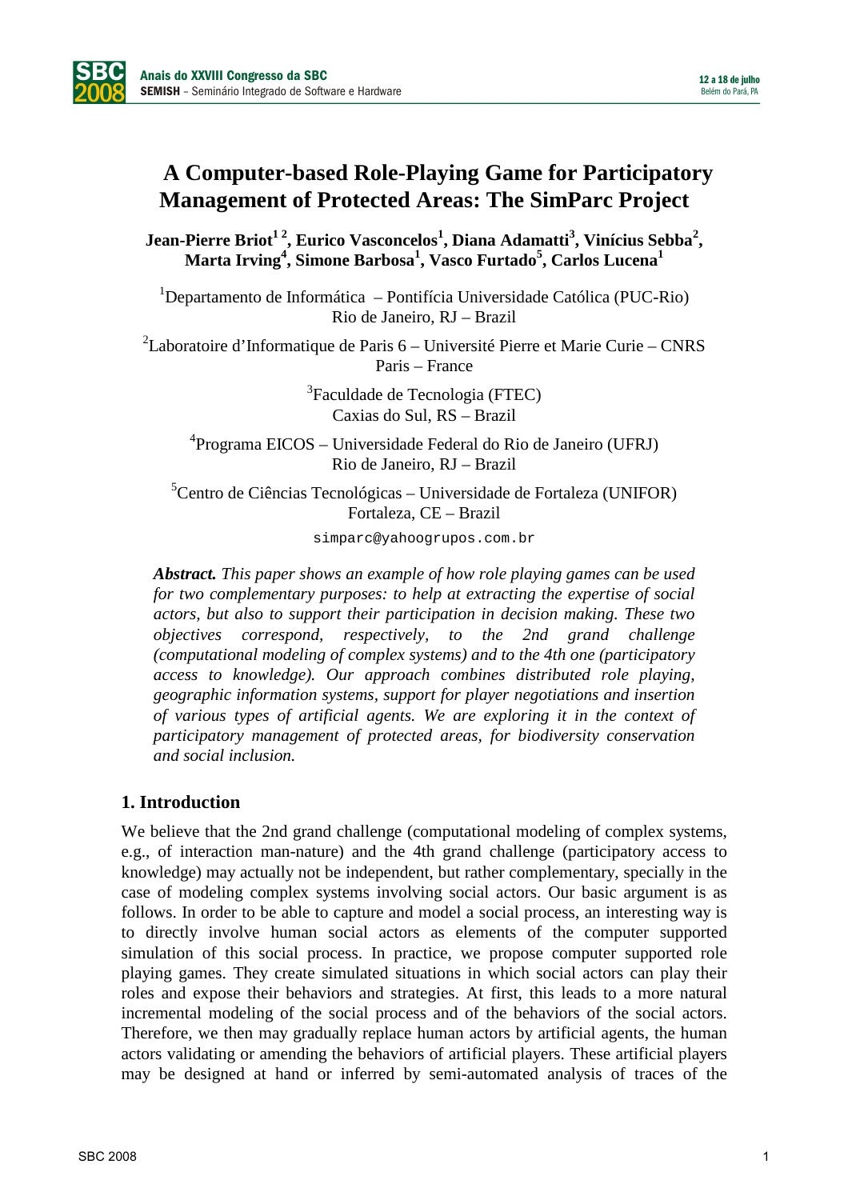# A Computer-based Role-Playing Game for Participatory Management of Protected Areas: The SimParc Project

**Jean-Pierre Briot[1 2], Eurico Vasconcelos[1], Diana Adamatti[3], Vinícius Sebba[2], Marta Irving[4], Simone Barbosa[1], Vasco Furtado[5], Carlos Lucena[1]**

[1]Departamento de Informática – Pontifícia Universidade Católica (PUC-Rio)
Rio de Janeiro, RJ – Brazil

[2]Laboratoire d'Informatique de Paris 6 – Université Pierre et Marie Curie – CNRS
Paris – France

[3]Faculdade de Tecnologia (FTEC)
Caxias do Sul, RS – Brazil

[4]Programa EICOS – Universidade Federal do Rio de Janeiro (UFRJ)
Rio de Janeiro, RJ – Brazil

[5]Centro de Ciências Tecnológicas – Universidade de Fortaleza (UNIFOR)
Fortaleza, CE – Brazil

simparc@yahoogrupos.com.br

***Abstract.*** *This paper shows an example of how role playing games can be used for two complementary purposes: to help at extracting the expertise of social actors, but also to support their participation in decision making. These two objectives correspond, respectively, to the 2nd grand challenge (computational modeling of complex systems) and to the 4th one (participatory access to knowledge). Our approach combines distributed role playing, geographic information systems, support for player negotiations and insertion of various types of artificial agents. We are exploring it in the context of participatory management of protected areas, for biodiversity conservation and social inclusion.*

## 1. Introduction

We believe that the 2nd grand challenge (computational modeling of complex systems, e.g., of interaction man-nature) and the 4th grand challenge (participatory access to knowledge) may actually not be independent, but rather complementary, specially in the case of modeling complex systems involving social actors. Our basic argument is as follows. In order to be able to capture and model a social process, an interesting way is to directly involve human social actors as elements of the computer supported simulation of this social process. In practice, we propose computer supported role playing games. They create simulated situations in which social actors can play their roles and expose their behaviors and strategies. At first, this leads to a more natural incremental modeling of the social process and of the behaviors of the social actors. Therefore, we then may gradually replace human actors by artificial agents, the human actors validating or amending the behaviors of artificial players. These artificial players may be designed at hand or inferred by semi-automated analysis of traces of the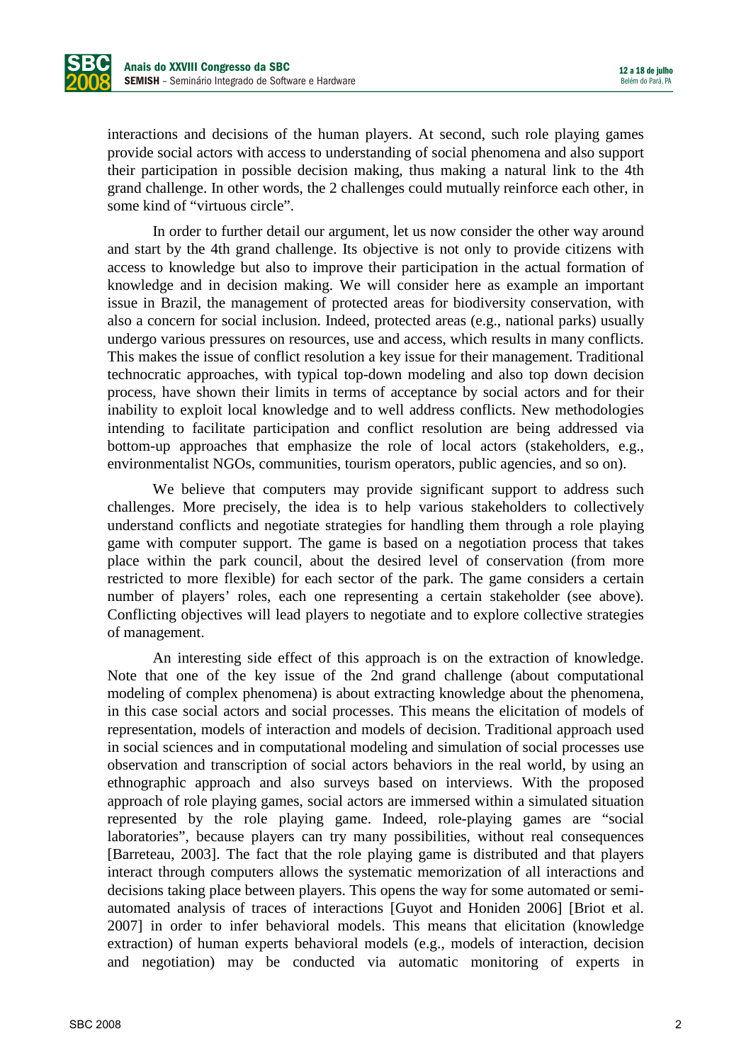interactions and decisions of the human players. At second, such role playing games provide social actors with access to understanding of social phenomena and also support their participation in possible decision making, thus making a natural link to the 4th grand challenge. In other words, the 2 challenges could mutually reinforce each other, in some kind of "virtuous circle".

In order to further detail our argument, let us now consider the other way around and start by the 4th grand challenge. Its objective is not only to provide citizens with access to knowledge but also to improve their participation in the actual formation of knowledge and in decision making. We will consider here as example an important issue in Brazil, the management of protected areas for biodiversity conservation, with also a concern for social inclusion. Indeed, protected areas (e.g., national parks) usually undergo various pressures on resources, use and access, which results in many conflicts. This makes the issue of conflict resolution a key issue for their management. Traditional technocratic approaches, with typical top-down modeling and also top down decision process, have shown their limits in terms of acceptance by social actors and for their inability to exploit local knowledge and to well address conflicts. New methodologies intending to facilitate participation and conflict resolution are being addressed via bottom-up approaches that emphasize the role of local actors (stakeholders, e.g., environmentalist NGOs, communities, tourism operators, public agencies, and so on).

We believe that computers may provide significant support to address such challenges. More precisely, the idea is to help various stakeholders to collectively understand conflicts and negotiate strategies for handling them through a role playing game with computer support. The game is based on a negotiation process that takes place within the park council, about the desired level of conservation (from more restricted to more flexible) for each sector of the park. The game considers a certain number of players' roles, each one representing a certain stakeholder (see above). Conflicting objectives will lead players to negotiate and to explore collective strategies of management.

An interesting side effect of this approach is on the extraction of knowledge. Note that one of the key issue of the 2nd grand challenge (about computational modeling of complex phenomena) is about extracting knowledge about the phenomena, in this case social actors and social processes. This means the elicitation of models of representation, models of interaction and models of decision. Traditional approach used in social sciences and in computational modeling and simulation of social processes use observation and transcription of social actors behaviors in the real world, by using an ethnographic approach and also surveys based on interviews. With the proposed approach of role playing games, social actors are immersed within a simulated situation represented by the role playing game. Indeed, role-playing games are "social laboratories", because players can try many possibilities, without real consequences [Barreteau, 2003]. The fact that the role playing game is distributed and that players interact through computers allows the systematic memorization of all interactions and decisions taking place between players. This opens the way for some automated or semi-automated analysis of traces of interactions [Guyot and Honiden 2006] [Briot et al. 2007] in order to infer behavioral models. This means that elicitation (knowledge extraction) of human experts behavioral models (e.g., models of interaction, decision and negotiation) may be conducted via automatic monitoring of experts in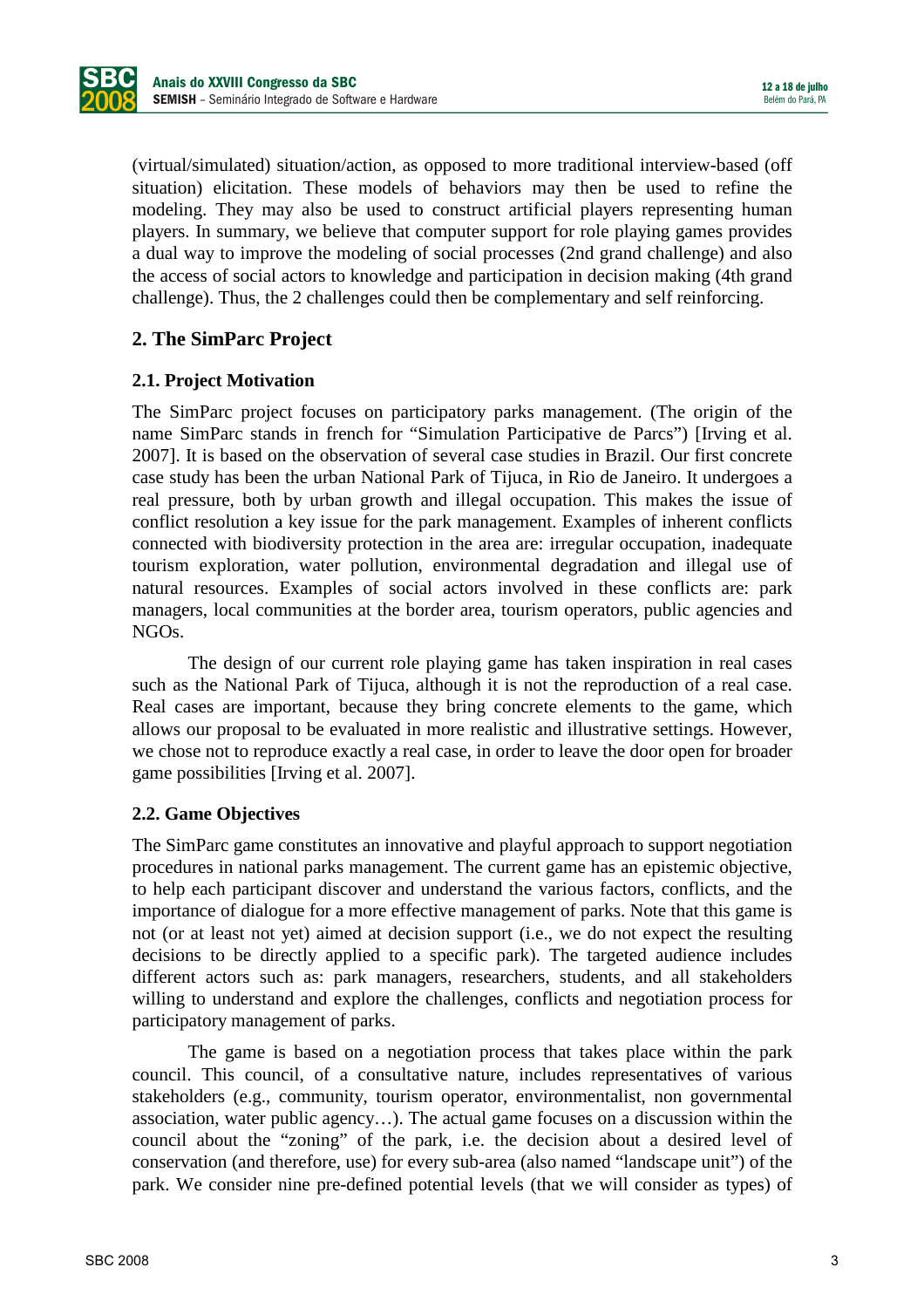(virtual/simulated) situation/action, as opposed to more traditional interview-based (off situation) elicitation. These models of behaviors may then be used to refine the modeling. They may also be used to construct artificial players representing human players. In summary, we believe that computer support for role playing games provides a dual way to improve the modeling of social processes (2nd grand challenge) and also the access of social actors to knowledge and participation in decision making (4th grand challenge). Thus, the 2 challenges could then be complementary and self reinforcing.

## 2. The SimParc Project

### 2.1. Project Motivation

The SimParc project focuses on participatory parks management. (The origin of the name SimParc stands in french for "Simulation Participative de Parcs") [Irving et al. 2007]. It is based on the observation of several case studies in Brazil. Our first concrete case study has been the urban National Park of Tijuca, in Rio de Janeiro. It undergoes a real pressure, both by urban growth and illegal occupation. This makes the issue of conflict resolution a key issue for the park management. Examples of inherent conflicts connected with biodiversity protection in the area are: irregular occupation, inadequate tourism exploration, water pollution, environmental degradation and illegal use of natural resources. Examples of social actors involved in these conflicts are: park managers, local communities at the border area, tourism operators, public agencies and NGOs.

The design of our current role playing game has taken inspiration in real cases such as the National Park of Tijuca, although it is not the reproduction of a real case. Real cases are important, because they bring concrete elements to the game, which allows our proposal to be evaluated in more realistic and illustrative settings. However, we chose not to reproduce exactly a real case, in order to leave the door open for broader game possibilities [Irving et al. 2007].

### 2.2. Game Objectives

The SimParc game constitutes an innovative and playful approach to support negotiation procedures in national parks management. The current game has an epistemic objective, to help each participant discover and understand the various factors, conflicts, and the importance of dialogue for a more effective management of parks. Note that this game is not (or at least not yet) aimed at decision support (i.e., we do not expect the resulting decisions to be directly applied to a specific park). The targeted audience includes different actors such as: park managers, researchers, students, and all stakeholders willing to understand and explore the challenges, conflicts and negotiation process for participatory management of parks.

The game is based on a negotiation process that takes place within the park council. This council, of a consultative nature, includes representatives of various stakeholders (e.g., community, tourism operator, environmentalist, non governmental association, water public agency…). The actual game focuses on a discussion within the council about the "zoning" of the park, i.e. the decision about a desired level of conservation (and therefore, use) for every sub-area (also named "landscape unit") of the park. We consider nine pre-defined potential levels (that we will consider as types) of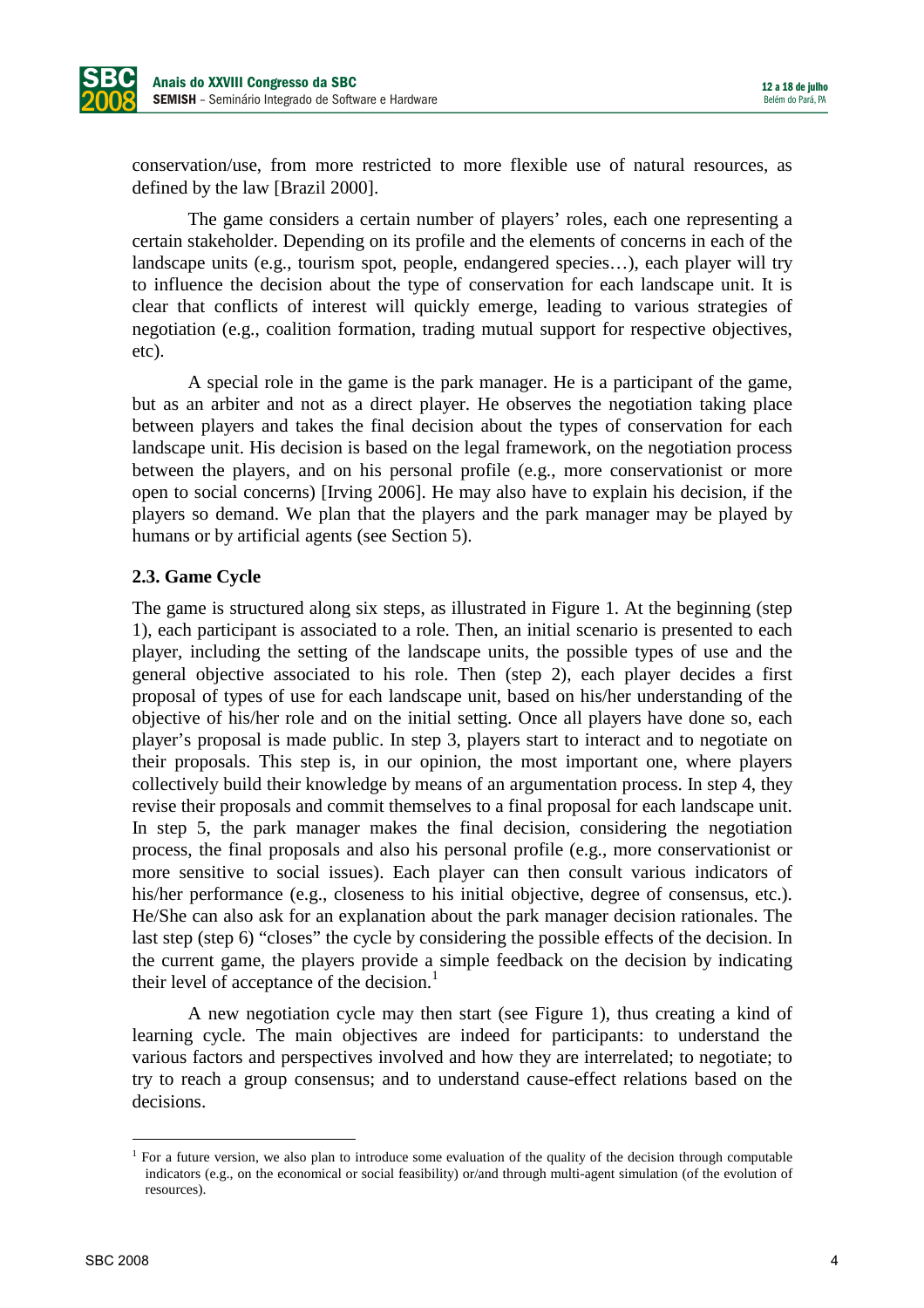conservation/use, from more restricted to more flexible use of natural resources, as defined by the law [Brazil 2000].

The game considers a certain number of players' roles, each one representing a certain stakeholder. Depending on its profile and the elements of concerns in each of the landscape units (e.g., tourism spot, people, endangered species…), each player will try to influence the decision about the type of conservation for each landscape unit. It is clear that conflicts of interest will quickly emerge, leading to various strategies of negotiation (e.g., coalition formation, trading mutual support for respective objectives, etc).

A special role in the game is the park manager. He is a participant of the game, but as an arbiter and not as a direct player. He observes the negotiation taking place between players and takes the final decision about the types of conservation for each landscape unit. His decision is based on the legal framework, on the negotiation process between the players, and on his personal profile (e.g., more conservationist or more open to social concerns) [Irving 2006]. He may also have to explain his decision, if the players so demand. We plan that the players and the park manager may be played by humans or by artificial agents (see Section 5).

### 2.3. Game Cycle

The game is structured along six steps, as illustrated in Figure 1. At the beginning (step 1), each participant is associated to a role. Then, an initial scenario is presented to each player, including the setting of the landscape units, the possible types of use and the general objective associated to his role. Then (step 2), each player decides a first proposal of types of use for each landscape unit, based on his/her understanding of the objective of his/her role and on the initial setting. Once all players have done so, each player's proposal is made public. In step 3, players start to interact and to negotiate on their proposals. This step is, in our opinion, the most important one, where players collectively build their knowledge by means of an argumentation process. In step 4, they revise their proposals and commit themselves to a final proposal for each landscape unit. In step 5, the park manager makes the final decision, considering the negotiation process, the final proposals and also his personal profile (e.g., more conservationist or more sensitive to social issues). Each player can then consult various indicators of his/her performance (e.g., closeness to his initial objective, degree of consensus, etc.). He/She can also ask for an explanation about the park manager decision rationales. The last step (step 6) "closes" the cycle by considering the possible effects of the decision. In the current game, the players provide a simple feedback on the decision by indicating their level of acceptance of the decision.[1]

A new negotiation cycle may then start (see Figure 1), thus creating a kind of learning cycle. The main objectives are indeed for participants: to understand the various factors and perspectives involved and how they are interrelated; to negotiate; to try to reach a group consensus; and to understand cause-effect relations based on the decisions.

[1] For a future version, we also plan to introduce some evaluation of the quality of the decision through computable indicators (e.g., on the economical or social feasibility) or/and through multi-agent simulation (of the evolution of resources).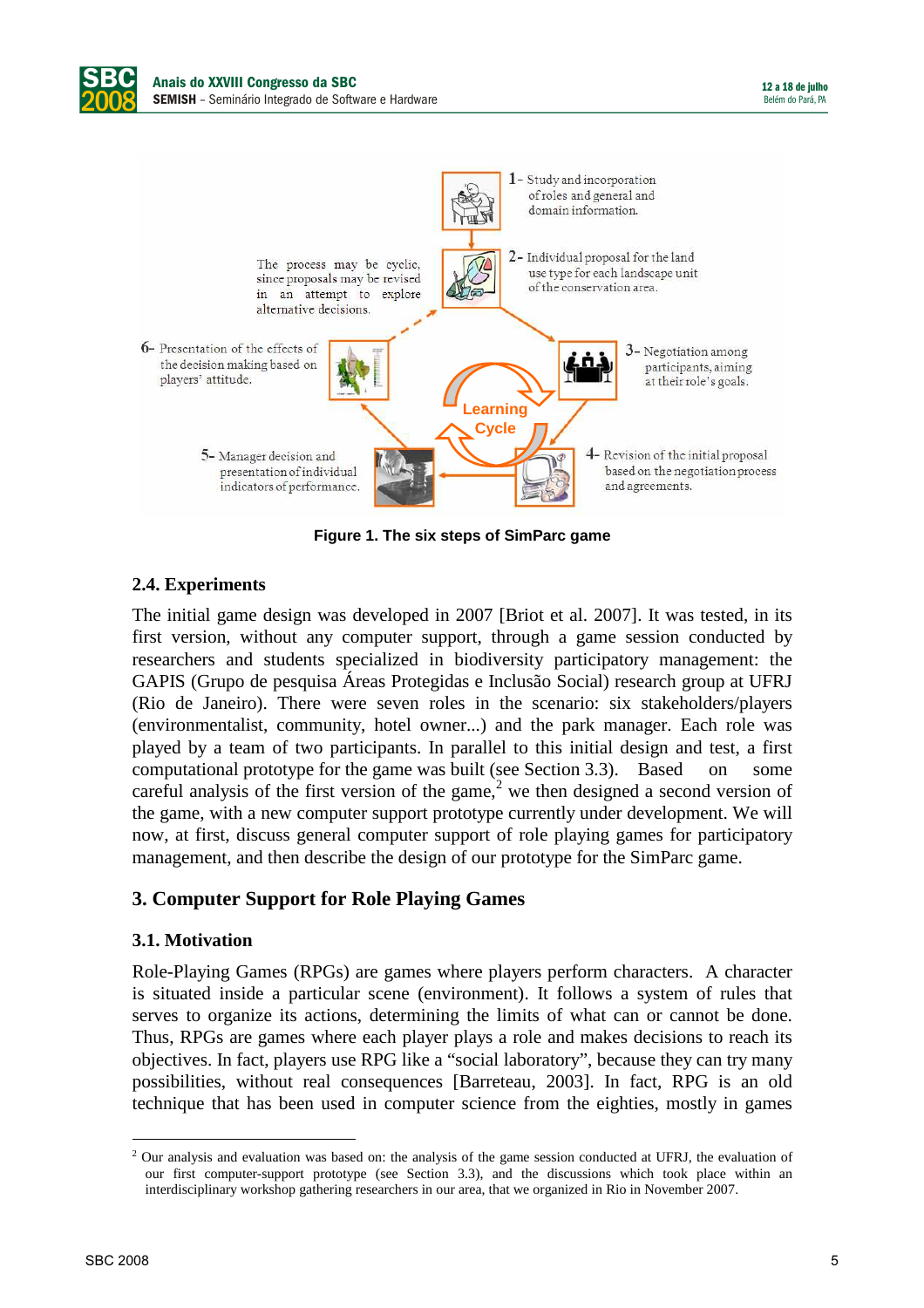Figure 1. The six steps of SimParc game

### 2.4. Experiments

The initial game design was developed in 2007 [Briot et al. 2007]. It was tested, in its first version, without any computer support, through a game session conducted by researchers and students specialized in biodiversity participatory management: the GAPIS (Grupo de pesquisa Áreas Protegidas e Inclusão Social) research group at UFRJ (Rio de Janeiro). There were seven roles in the scenario: six stakeholders/players (environmentalist, community, hotel owner...) and the park manager. Each role was played by a team of two participants. In parallel to this initial design and test, a first computational prototype for the game was built (see Section 3.3). Based on some careful analysis of the first version of the game,[2] we then designed a second version of the game, with a new computer support prototype currently under development. We will now, at first, discuss general computer support of role playing games for participatory management, and then describe the design of our prototype for the SimParc game.

## 3. Computer Support for Role Playing Games

### 3.1. Motivation

Role-Playing Games (RPGs) are games where players perform characters. A character is situated inside a particular scene (environment). It follows a system of rules that serves to organize its actions, determining the limits of what can or cannot be done. Thus, RPGs are games where each player plays a role and makes decisions to reach its objectives. In fact, players use RPG like a "social laboratory", because they can try many possibilities, without real consequences [Barreteau, 2003]. In fact, RPG is an old technique that has been used in computer science from the eighties, mostly in games

[2] Our analysis and evaluation was based on: the analysis of the game session conducted at UFRJ, the evaluation of our first computer-support prototype (see Section 3.3), and the discussions which took place within an interdisciplinary workshop gathering researchers in our area, that we organized in Rio in November 2007.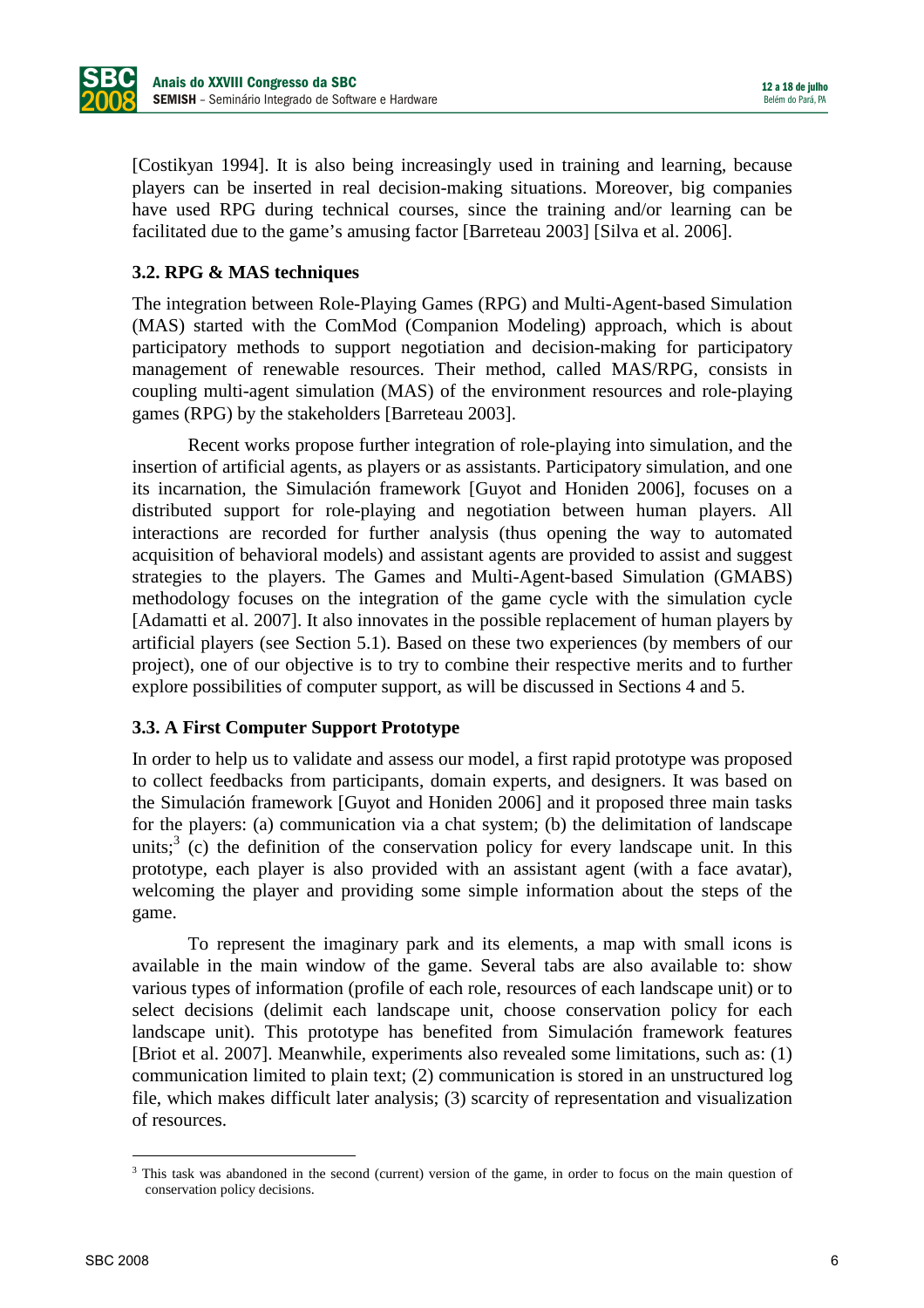[Costikyan 1994]. It is also being increasingly used in training and learning, because players can be inserted in real decision-making situations. Moreover, big companies have used RPG during technical courses, since the training and/or learning can be facilitated due to the game's amusing factor [Barreteau 2003] [Silva et al. 2006].

### 3.2. RPG & MAS techniques

The integration between Role-Playing Games (RPG) and Multi-Agent-based Simulation (MAS) started with the ComMod (Companion Modeling) approach, which is about participatory methods to support negotiation and decision-making for participatory management of renewable resources. Their method, called MAS/RPG, consists in coupling multi-agent simulation (MAS) of the environment resources and role-playing games (RPG) by the stakeholders [Barreteau 2003].

Recent works propose further integration of role-playing into simulation, and the insertion of artificial agents, as players or as assistants. Participatory simulation, and one its incarnation, the Simulación framework [Guyot and Honiden 2006], focuses on a distributed support for role-playing and negotiation between human players. All interactions are recorded for further analysis (thus opening the way to automated acquisition of behavioral models) and assistant agents are provided to assist and suggest strategies to the players. The Games and Multi-Agent-based Simulation (GMABS) methodology focuses on the integration of the game cycle with the simulation cycle [Adamatti et al. 2007]. It also innovates in the possible replacement of human players by artificial players (see Section 5.1). Based on these two experiences (by members of our project), one of our objective is to try to combine their respective merits and to further explore possibilities of computer support, as will be discussed in Sections 4 and 5.

### 3.3. A First Computer Support Prototype

In order to help us to validate and assess our model, a first rapid prototype was proposed to collect feedbacks from participants, domain experts, and designers. It was based on the Simulación framework [Guyot and Honiden 2006] and it proposed three main tasks for the players: (a) communication via a chat system; (b) the delimitation of landscape units;[3] (c) the definition of the conservation policy for every landscape unit. In this prototype, each player is also provided with an assistant agent (with a face avatar), welcoming the player and providing some simple information about the steps of the game.

To represent the imaginary park and its elements, a map with small icons is available in the main window of the game. Several tabs are also available to: show various types of information (profile of each role, resources of each landscape unit) or to select decisions (delimit each landscape unit, choose conservation policy for each landscape unit). This prototype has benefited from Simulación framework features [Briot et al. 2007]. Meanwhile, experiments also revealed some limitations, such as: (1) communication limited to plain text; (2) communication is stored in an unstructured log file, which makes difficult later analysis; (3) scarcity of representation and visualization of resources.

---

[3] This task was abandoned in the second (current) version of the game, in order to focus on the main question of conservation policy decisions.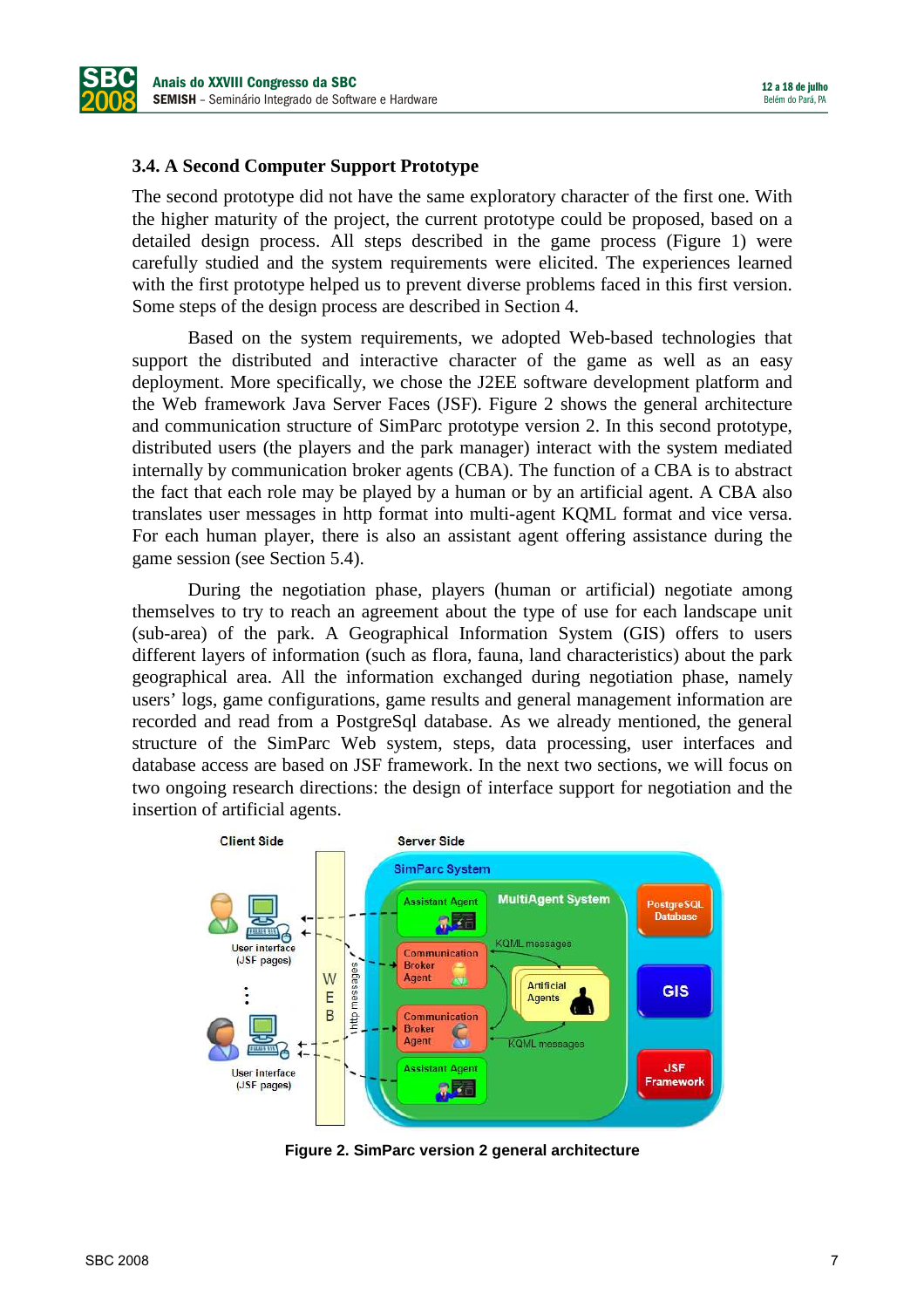### 3.4. A Second Computer Support Prototype

The second prototype did not have the same exploratory character of the first one. With the higher maturity of the project, the current prototype could be proposed, based on a detailed design process. All steps described in the game process (Figure 1) were carefully studied and the system requirements were elicited. The experiences learned with the first prototype helped us to prevent diverse problems faced in this first version. Some steps of the design process are described in Section 4.

Based on the system requirements, we adopted Web-based technologies that support the distributed and interactive character of the game as well as an easy deployment. More specifically, we chose the J2EE software development platform and the Web framework Java Server Faces (JSF). Figure 2 shows the general architecture and communication structure of SimParc prototype version 2. In this second prototype, distributed users (the players and the park manager) interact with the system mediated internally by communication broker agents (CBA). The function of a CBA is to abstract the fact that each role may be played by a human or by an artificial agent. A CBA also translates user messages in http format into multi-agent KQML format and vice versa. For each human player, there is also an assistant agent offering assistance during the game session (see Section 5.4).

During the negotiation phase, players (human or artificial) negotiate among themselves to try to reach an agreement about the type of use for each landscape unit (sub-area) of the park. A Geographical Information System (GIS) offers to users different layers of information (such as flora, fauna, land characteristics) about the park geographical area. All the information exchanged during negotiation phase, namely users' logs, game configurations, game results and general management information are recorded and read from a PostgreSql database. As we already mentioned, the general structure of the SimParc Web system, steps, data processing, user interfaces and database access are based on JSF framework. In the next two sections, we will focus on two ongoing research directions: the design of interface support for negotiation and the insertion of artificial agents.

**Figure 2. SimParc version 2 general architecture**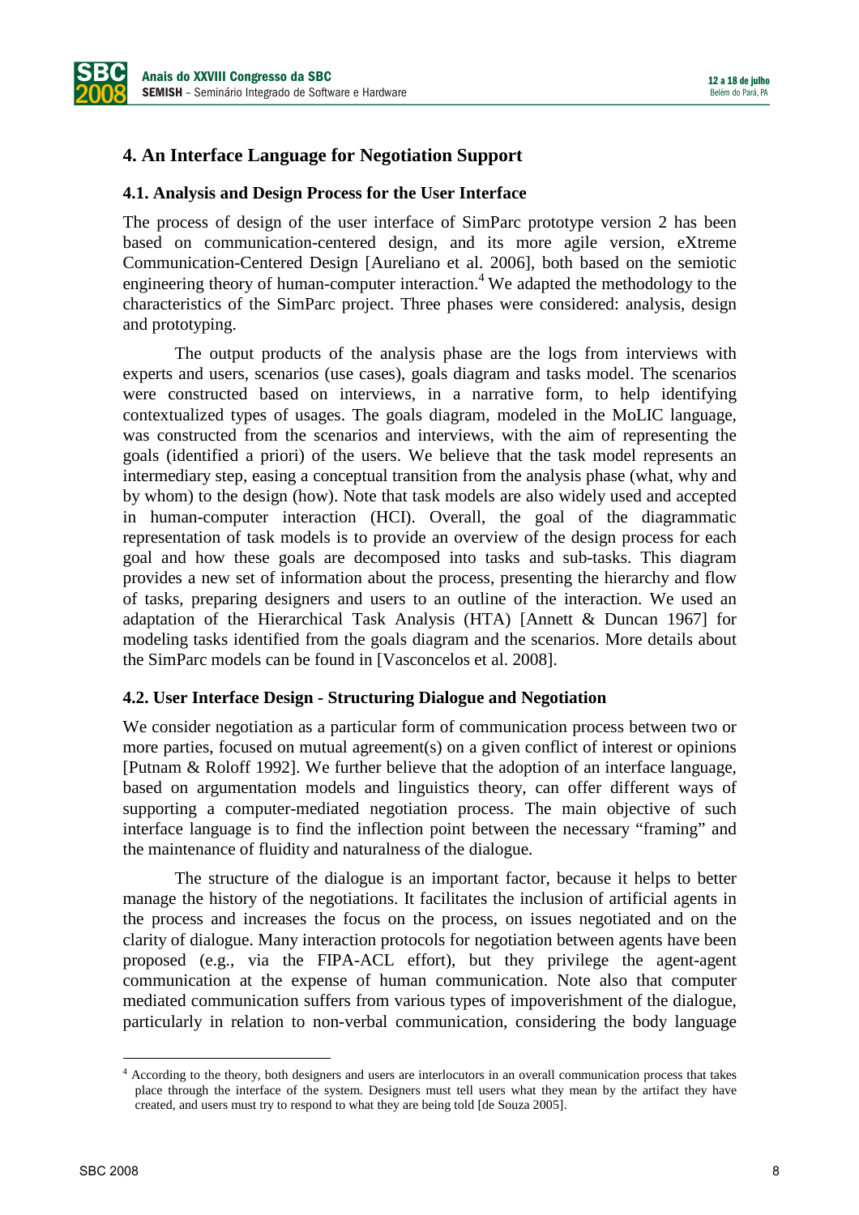## 4. An Interface Language for Negotiation Support

### 4.1. Analysis and Design Process for the User Interface

The process of design of the user interface of SimParc prototype version 2 has been based on communication-centered design, and its more agile version, eXtreme Communication-Centered Design [Aureliano et al. 2006], both based on the semiotic engineering theory of human-computer interaction.[4] We adapted the methodology to the characteristics of the SimParc project. Three phases were considered: analysis, design and prototyping.

The output products of the analysis phase are the logs from interviews with experts and users, scenarios (use cases), goals diagram and tasks model. The scenarios were constructed based on interviews, in a narrative form, to help identifying contextualized types of usages. The goals diagram, modeled in the MoLIC language, was constructed from the scenarios and interviews, with the aim of representing the goals (identified a priori) of the users. We believe that the task model represents an intermediary step, easing a conceptual transition from the analysis phase (what, why and by whom) to the design (how). Note that task models are also widely used and accepted in human-computer interaction (HCI). Overall, the goal of the diagrammatic representation of task models is to provide an overview of the design process for each goal and how these goals are decomposed into tasks and sub-tasks. This diagram provides a new set of information about the process, presenting the hierarchy and flow of tasks, preparing designers and users to an outline of the interaction. We used an adaptation of the Hierarchical Task Analysis (HTA) [Annett & Duncan 1967] for modeling tasks identified from the goals diagram and the scenarios. More details about the SimParc models can be found in [Vasconcelos et al. 2008].

### 4.2. User Interface Design - Structuring Dialogue and Negotiation

We consider negotiation as a particular form of communication process between two or more parties, focused on mutual agreement(s) on a given conflict of interest or opinions [Putnam & Roloff 1992]. We further believe that the adoption of an interface language, based on argumentation models and linguistics theory, can offer different ways of supporting a computer-mediated negotiation process. The main objective of such interface language is to find the inflection point between the necessary "framing" and the maintenance of fluidity and naturalness of the dialogue.

The structure of the dialogue is an important factor, because it helps to better manage the history of the negotiations. It facilitates the inclusion of artificial agents in the process and increases the focus on the process, on issues negotiated and on the clarity of dialogue. Many interaction protocols for negotiation between agents have been proposed (e.g., via the FIPA-ACL effort), but they privilege the agent-agent communication at the expense of human communication. Note also that computer mediated communication suffers from various types of impoverishment of the dialogue, particularly in relation to non-verbal communication, considering the body language

[4] According to the theory, both designers and users are interlocutors in an overall communication process that takes place through the interface of the system. Designers must tell users what they mean by the artifact they have created, and users must try to respond to what they are being told [de Souza 2005].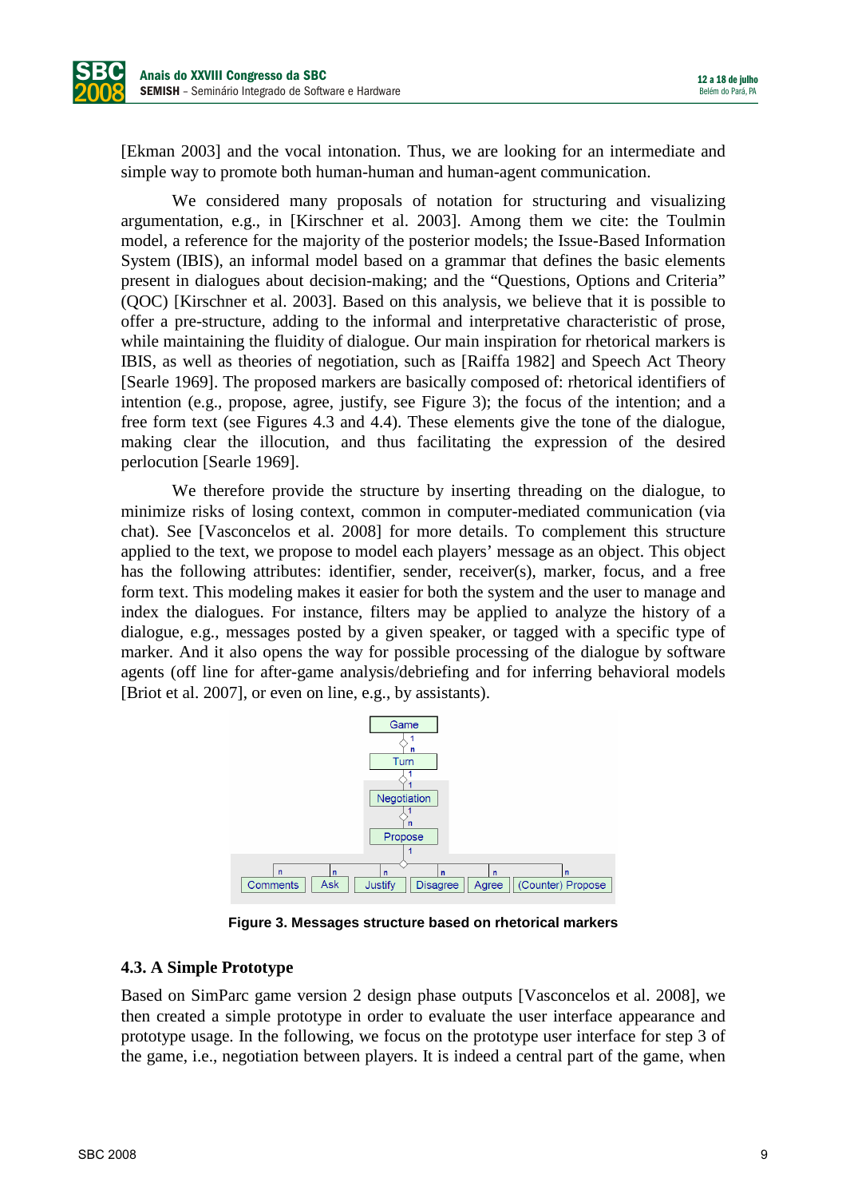[Ekman 2003] and the vocal intonation. Thus, we are looking for an intermediate and simple way to promote both human-human and human-agent communication.

We considered many proposals of notation for structuring and visualizing argumentation, e.g., in [Kirschner et al. 2003]. Among them we cite: the Toulmin model, a reference for the majority of the posterior models; the Issue-Based Information System (IBIS), an informal model based on a grammar that defines the basic elements present in dialogues about decision-making; and the "Questions, Options and Criteria" (QOC) [Kirschner et al. 2003]. Based on this analysis, we believe that it is possible to offer a pre-structure, adding to the informal and interpretative characteristic of prose, while maintaining the fluidity of dialogue. Our main inspiration for rhetorical markers is IBIS, as well as theories of negotiation, such as [Raiffa 1982] and Speech Act Theory [Searle 1969]. The proposed markers are basically composed of: rhetorical identifiers of intention (e.g., propose, agree, justify, see Figure 3); the focus of the intention; and a free form text (see Figures 4.3 and 4.4). These elements give the tone of the dialogue, making clear the illocution, and thus facilitating the expression of the desired perlocution [Searle 1969].

We therefore provide the structure by inserting threading on the dialogue, to minimize risks of losing context, common in computer-mediated communication (via chat). See [Vasconcelos et al. 2008] for more details. To complement this structure applied to the text, we propose to model each players' message as an object. This object has the following attributes: identifier, sender, receiver(s), marker, focus, and a free form text. This modeling makes it easier for both the system and the user to manage and index the dialogues. For instance, filters may be applied to analyze the history of a dialogue, e.g., messages posted by a given speaker, or tagged with a specific type of marker. And it also opens the way for possible processing of the dialogue by software agents (off line for after-game analysis/debriefing and for inferring behavioral models [Briot et al. 2007], or even on line, e.g., by assistants).

Game
1 ◇ n
Turn
1 ◇ 1
Negotiation
1 ◇ n
Propose
1 ◇
n Comments | n Ask | n Justify | n Disagree | n Agree | n (Counter) Propose

**Figure 3. Messages structure based on rhetorical markers**

### 4.3. A Simple Prototype

Based on SimParc game version 2 design phase outputs [Vasconcelos et al. 2008], we then created a simple prototype in order to evaluate the user interface appearance and prototype usage. In the following, we focus on the prototype user interface for step 3 of the game, i.e., negotiation between players. It is indeed a central part of the game, when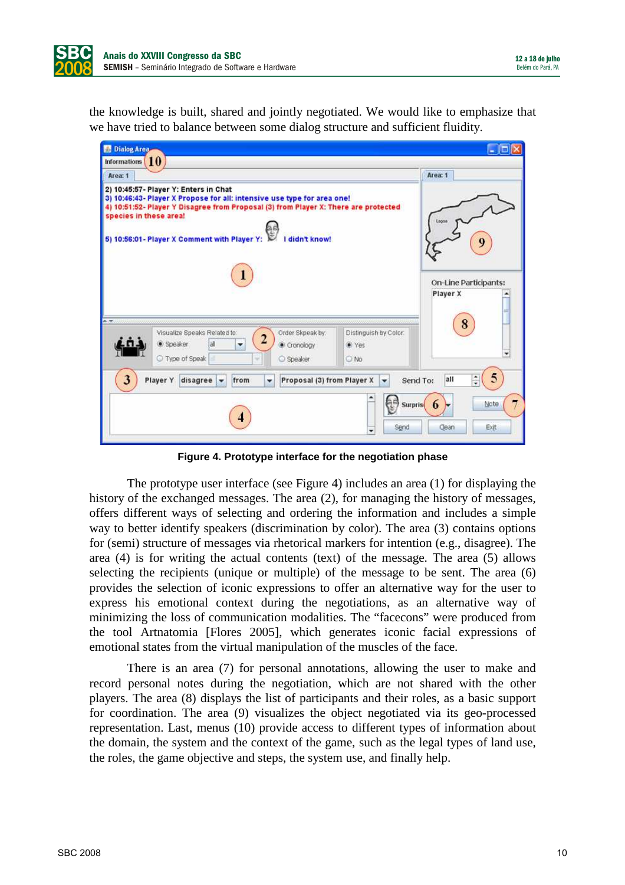the knowledge is built, shared and jointly negotiated. We would like to emphasize that we have tried to balance between some dialog structure and sufficient fluidity.

**Figure 4. Prototype interface for the negotiation phase**

The prototype user interface (see Figure 4) includes an area (1) for displaying the history of the exchanged messages. The area (2), for managing the history of messages, offers different ways of selecting and ordering the information and includes a simple way to better identify speakers (discrimination by color). The area (3) contains options for (semi) structure of messages via rhetorical markers for intention (e.g., disagree). The area (4) is for writing the actual contents (text) of the message. The area (5) allows selecting the recipients (unique or multiple) of the message to be sent. The area (6) provides the selection of iconic expressions to offer an alternative way for the user to express his emotional context during the negotiations, as an alternative way of minimizing the loss of communication modalities. The "facecons" were produced from the tool Artnatomia [Flores 2005], which generates iconic facial expressions of emotional states from the virtual manipulation of the muscles of the face.

There is an area (7) for personal annotations, allowing the user to make and record personal notes during the negotiation, which are not shared with the other players. The area (8) displays the list of participants and their roles, as a basic support for coordination. The area (9) visualizes the object negotiated via its geo-processed representation. Last, menus (10) provide access to different types of information about the domain, the system and the context of the game, such as the legal types of land use, the roles, the game objective and steps, the system use, and finally help.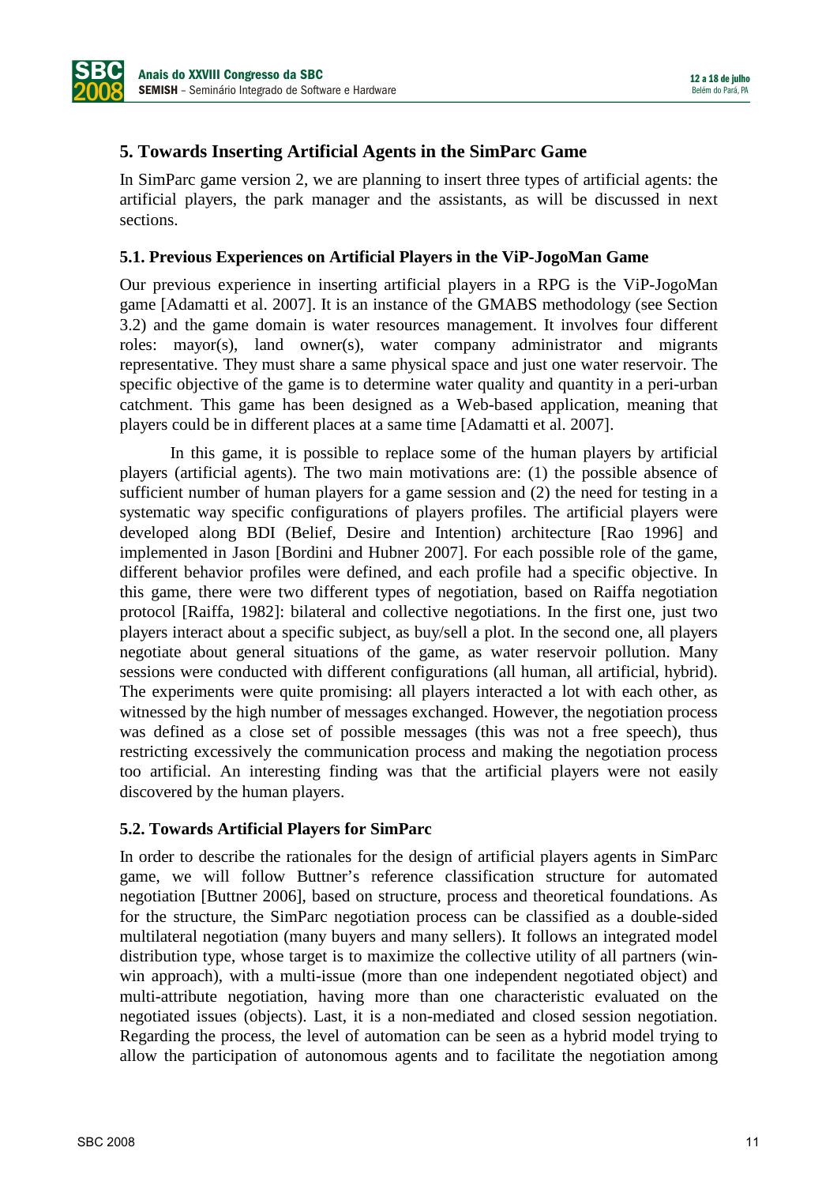## 5. Towards Inserting Artificial Agents in the SimParc Game

In SimParc game version 2, we are planning to insert three types of artificial agents: the artificial players, the park manager and the assistants, as will be discussed in next sections.

### 5.1. Previous Experiences on Artificial Players in the ViP-JogoMan Game

Our previous experience in inserting artificial players in a RPG is the ViP-JogoMan game [Adamatti et al. 2007]. It is an instance of the GMABS methodology (see Section 3.2) and the game domain is water resources management. It involves four different roles: mayor(s), land owner(s), water company administrator and migrants representative. They must share a same physical space and just one water reservoir. The specific objective of the game is to determine water quality and quantity in a peri-urban catchment. This game has been designed as a Web-based application, meaning that players could be in different places at a same time [Adamatti et al. 2007].

In this game, it is possible to replace some of the human players by artificial players (artificial agents). The two main motivations are: (1) the possible absence of sufficient number of human players for a game session and (2) the need for testing in a systematic way specific configurations of players profiles. The artificial players were developed along BDI (Belief, Desire and Intention) architecture [Rao 1996] and implemented in Jason [Bordini and Hubner 2007]. For each possible role of the game, different behavior profiles were defined, and each profile had a specific objective. In this game, there were two different types of negotiation, based on Raiffa negotiation protocol [Raiffa, 1982]: bilateral and collective negotiations. In the first one, just two players interact about a specific subject, as buy/sell a plot. In the second one, all players negotiate about general situations of the game, as water reservoir pollution. Many sessions were conducted with different configurations (all human, all artificial, hybrid). The experiments were quite promising: all players interacted a lot with each other, as witnessed by the high number of messages exchanged. However, the negotiation process was defined as a close set of possible messages (this was not a free speech), thus restricting excessively the communication process and making the negotiation process too artificial. An interesting finding was that the artificial players were not easily discovered by the human players.

### 5.2. Towards Artificial Players for SimParc

In order to describe the rationales for the design of artificial players agents in SimParc game, we will follow Buttner's reference classification structure for automated negotiation [Buttner 2006], based on structure, process and theoretical foundations. As for the structure, the SimParc negotiation process can be classified as a double-sided multilateral negotiation (many buyers and many sellers). It follows an integrated model distribution type, whose target is to maximize the collective utility of all partners (win-win approach), with a multi-issue (more than one independent negotiated object) and multi-attribute negotiation, having more than one characteristic evaluated on the negotiated issues (objects). Last, it is a non-mediated and closed session negotiation. Regarding the process, the level of automation can be seen as a hybrid model trying to allow the participation of autonomous agents and to facilitate the negotiation among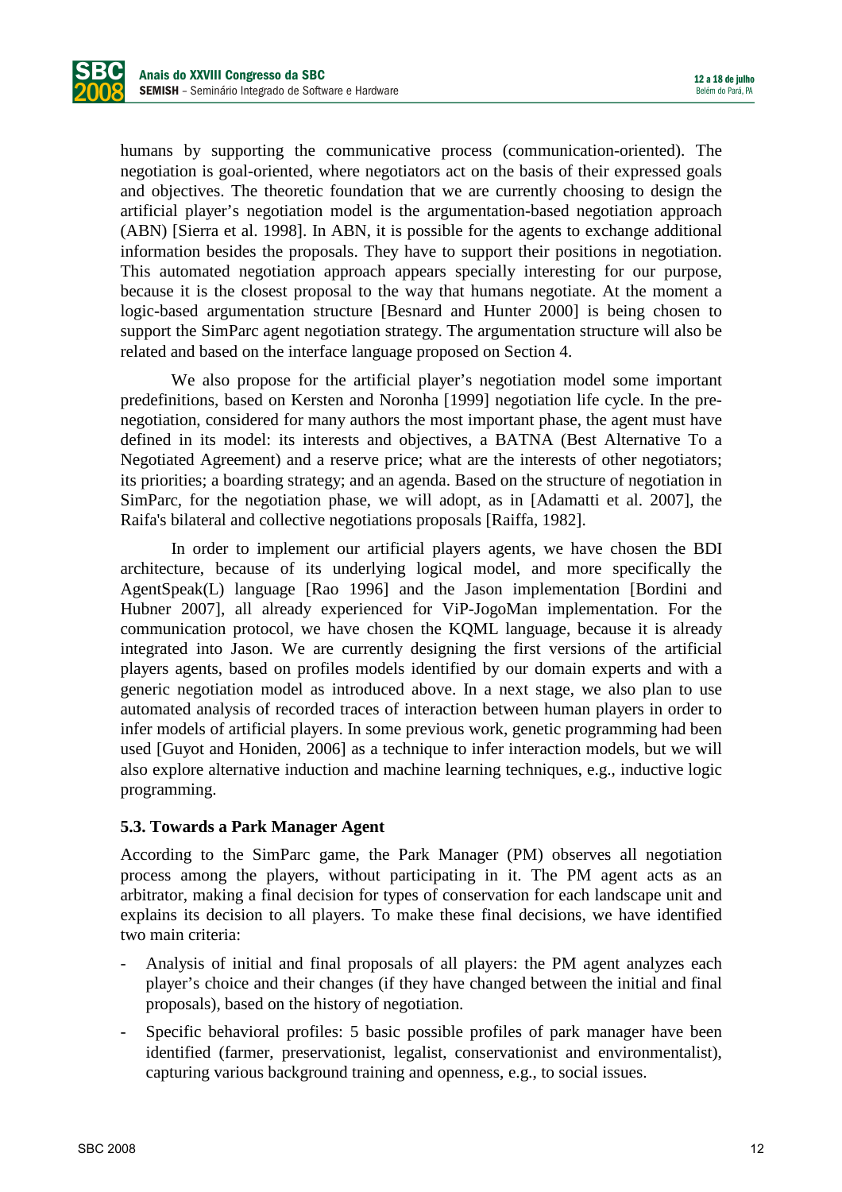humans by supporting the communicative process (communication-oriented). The negotiation is goal-oriented, where negotiators act on the basis of their expressed goals and objectives. The theoretic foundation that we are currently choosing to design the artificial player's negotiation model is the argumentation-based negotiation approach (ABN) [Sierra et al. 1998]. In ABN, it is possible for the agents to exchange additional information besides the proposals. They have to support their positions in negotiation. This automated negotiation approach appears specially interesting for our purpose, because it is the closest proposal to the way that humans negotiate. At the moment a logic-based argumentation structure [Besnard and Hunter 2000] is being chosen to support the SimParc agent negotiation strategy. The argumentation structure will also be related and based on the interface language proposed on Section 4.

We also propose for the artificial player's negotiation model some important predefinitions, based on Kersten and Noronha [1999] negotiation life cycle. In the pre-negotiation, considered for many authors the most important phase, the agent must have defined in its model: its interests and objectives, a BATNA (Best Alternative To a Negotiated Agreement) and a reserve price; what are the interests of other negotiators; its priorities; a boarding strategy; and an agenda. Based on the structure of negotiation in SimParc, for the negotiation phase, we will adopt, as in [Adamatti et al. 2007], the Raifa's bilateral and collective negotiations proposals [Raiffa, 1982].

In order to implement our artificial players agents, we have chosen the BDI architecture, because of its underlying logical model, and more specifically the AgentSpeak(L) language [Rao 1996] and the Jason implementation [Bordini and Hubner 2007], all already experienced for ViP-JogoMan implementation. For the communication protocol, we have chosen the KQML language, because it is already integrated into Jason. We are currently designing the first versions of the artificial players agents, based on profiles models identified by our domain experts and with a generic negotiation model as introduced above. In a next stage, we also plan to use automated analysis of recorded traces of interaction between human players in order to infer models of artificial players. In some previous work, genetic programming had been used [Guyot and Honiden, 2006] as a technique to infer interaction models, but we will also explore alternative induction and machine learning techniques, e.g., inductive logic programming.

### 5.3. Towards a Park Manager Agent

According to the SimParc game, the Park Manager (PM) observes all negotiation process among the players, without participating in it. The PM agent acts as an arbitrator, making a final decision for types of conservation for each landscape unit and explains its decision to all players. To make these final decisions, we have identified two main criteria:

- Analysis of initial and final proposals of all players: the PM agent analyzes each player's choice and their changes (if they have changed between the initial and final proposals), based on the history of negotiation.
- Specific behavioral profiles: 5 basic possible profiles of park manager have been identified (farmer, preservationist, legalist, conservationist and environmentalist), capturing various background training and openness, e.g., to social issues.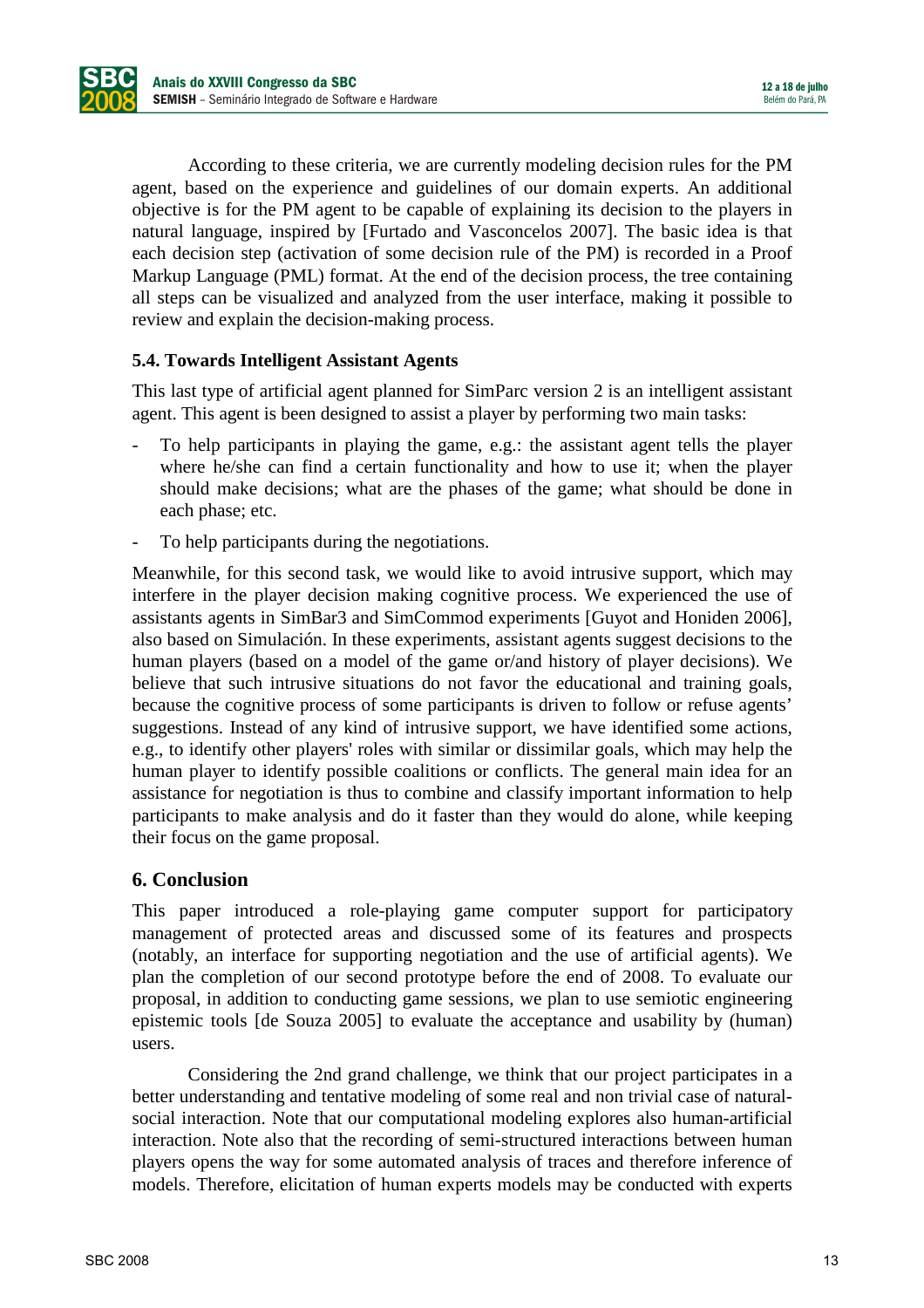According to these criteria, we are currently modeling decision rules for the PM agent, based on the experience and guidelines of our domain experts. An additional objective is for the PM agent to be capable of explaining its decision to the players in natural language, inspired by [Furtado and Vasconcelos 2007]. The basic idea is that each decision step (activation of some decision rule of the PM) is recorded in a Proof Markup Language (PML) format. At the end of the decision process, the tree containing all steps can be visualized and analyzed from the user interface, making it possible to review and explain the decision-making process.

### 5.4. Towards Intelligent Assistant Agents

This last type of artificial agent planned for SimParc version 2 is an intelligent assistant agent. This agent is been designed to assist a player by performing two main tasks:

- To help participants in playing the game, e.g.: the assistant agent tells the player where he/she can find a certain functionality and how to use it; when the player should make decisions; what are the phases of the game; what should be done in each phase; etc.
- To help participants during the negotiations.

Meanwhile, for this second task, we would like to avoid intrusive support, which may interfere in the player decision making cognitive process. We experienced the use of assistants agents in SimBar3 and SimCommod experiments [Guyot and Honiden 2006], also based on Simulación. In these experiments, assistant agents suggest decisions to the human players (based on a model of the game or/and history of player decisions). We believe that such intrusive situations do not favor the educational and training goals, because the cognitive process of some participants is driven to follow or refuse agents' suggestions. Instead of any kind of intrusive support, we have identified some actions, e.g., to identify other players' roles with similar or dissimilar goals, which may help the human player to identify possible coalitions or conflicts. The general main idea for an assistance for negotiation is thus to combine and classify important information to help participants to make analysis and do it faster than they would do alone, while keeping their focus on the game proposal.

## 6. Conclusion

This paper introduced a role-playing game computer support for participatory management of protected areas and discussed some of its features and prospects (notably, an interface for supporting negotiation and the use of artificial agents). We plan the completion of our second prototype before the end of 2008. To evaluate our proposal, in addition to conducting game sessions, we plan to use semiotic engineering epistemic tools [de Souza 2005] to evaluate the acceptance and usability by (human) users.

Considering the 2nd grand challenge, we think that our project participates in a better understanding and tentative modeling of some real and non trivial case of natural-social interaction. Note that our computational modeling explores also human-artificial interaction. Note also that the recording of semi-structured interactions between human players opens the way for some automated analysis of traces and therefore inference of models. Therefore, elicitation of human experts models may be conducted with experts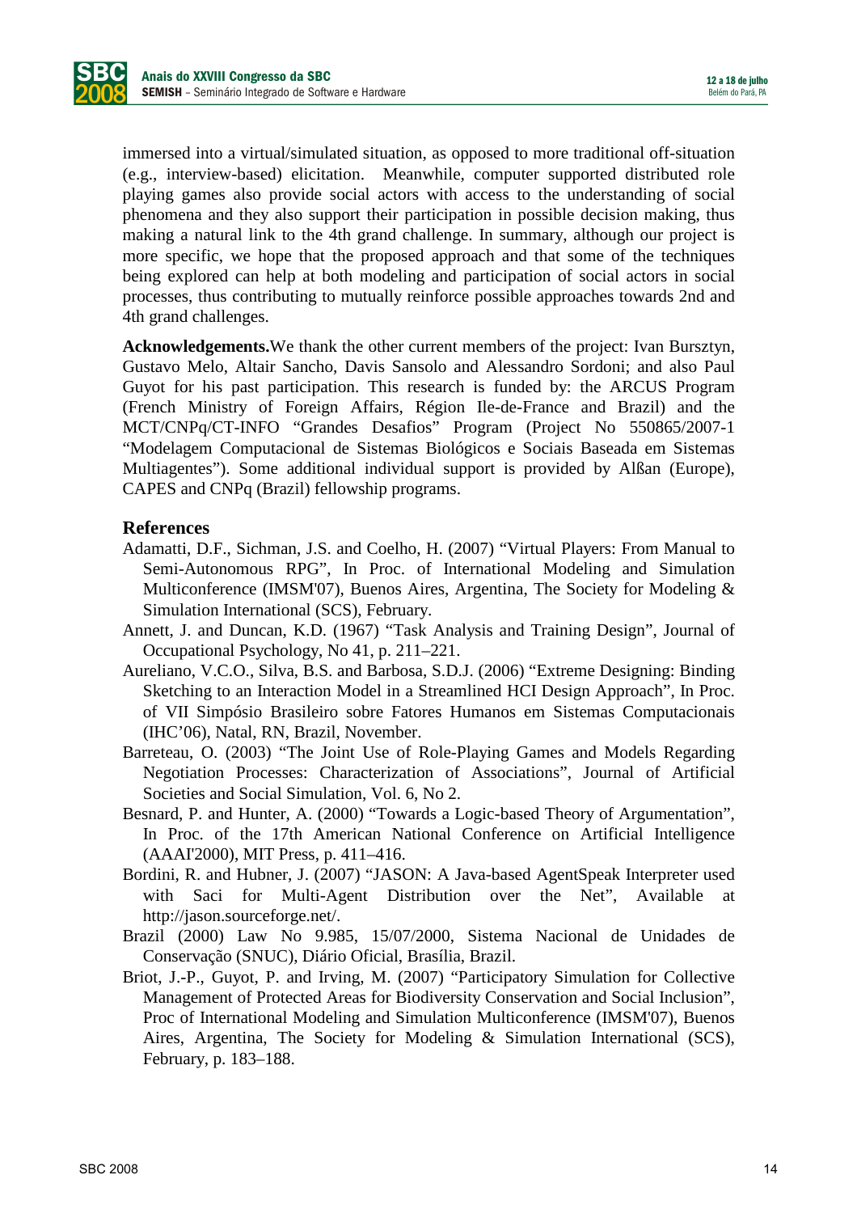immersed into a virtual/simulated situation, as opposed to more traditional off-situation (e.g., interview-based) elicitation. Meanwhile, computer supported distributed role playing games also provide social actors with access to the understanding of social phenomena and they also support their participation in possible decision making, thus making a natural link to the 4th grand challenge. In summary, although our project is more specific, we hope that the proposed approach and that some of the techniques being explored can help at both modeling and participation of social actors in social processes, thus contributing to mutually reinforce possible approaches towards 2nd and 4th grand challenges.

**Acknowledgements.**We thank the other current members of the project: Ivan Bursztyn, Gustavo Melo, Altair Sancho, Davis Sansolo and Alessandro Sordoni; and also Paul Guyot for his past participation. This research is funded by: the ARCUS Program (French Ministry of Foreign Affairs, Région Ile-de-France and Brazil) and the MCT/CNPq/CT-INFO "Grandes Desafios" Program (Project No 550865/2007-1 "Modelagem Computacional de Sistemas Biológicos e Sociais Baseada em Sistemas Multiagentes"). Some additional individual support is provided by Alßan (Europe), CAPES and CNPq (Brazil) fellowship programs.

## References

Adamatti, D.F., Sichman, J.S. and Coelho, H. (2007) "Virtual Players: From Manual to Semi-Autonomous RPG", In Proc. of International Modeling and Simulation Multiconference (IMSM'07), Buenos Aires, Argentina, The Society for Modeling & Simulation International (SCS), February.

Annett, J. and Duncan, K.D. (1967) "Task Analysis and Training Design", Journal of Occupational Psychology, No 41, p. 211–221.

Aureliano, V.C.O., Silva, B.S. and Barbosa, S.D.J. (2006) "Extreme Designing: Binding Sketching to an Interaction Model in a Streamlined HCI Design Approach", In Proc. of VII Simpósio Brasileiro sobre Fatores Humanos em Sistemas Computacionais (IHC'06), Natal, RN, Brazil, November.

Barreteau, O. (2003) "The Joint Use of Role-Playing Games and Models Regarding Negotiation Processes: Characterization of Associations", Journal of Artificial Societies and Social Simulation, Vol. 6, No 2.

Besnard, P. and Hunter, A. (2000) "Towards a Logic-based Theory of Argumentation", In Proc. of the 17th American National Conference on Artificial Intelligence (AAAI'2000), MIT Press, p. 411–416.

Bordini, R. and Hubner, J. (2007) "JASON: A Java-based AgentSpeak Interpreter used with Saci for Multi-Agent Distribution over the Net", Available at http://jason.sourceforge.net/.

Brazil (2000) Law No 9.985, 15/07/2000, Sistema Nacional de Unidades de Conservação (SNUC), Diário Oficial, Brasília, Brazil.

Briot, J.-P., Guyot, P. and Irving, M. (2007) "Participatory Simulation for Collective Management of Protected Areas for Biodiversity Conservation and Social Inclusion", Proc of International Modeling and Simulation Multiconference (IMSM'07), Buenos Aires, Argentina, The Society for Modeling & Simulation International (SCS), February, p. 183–188.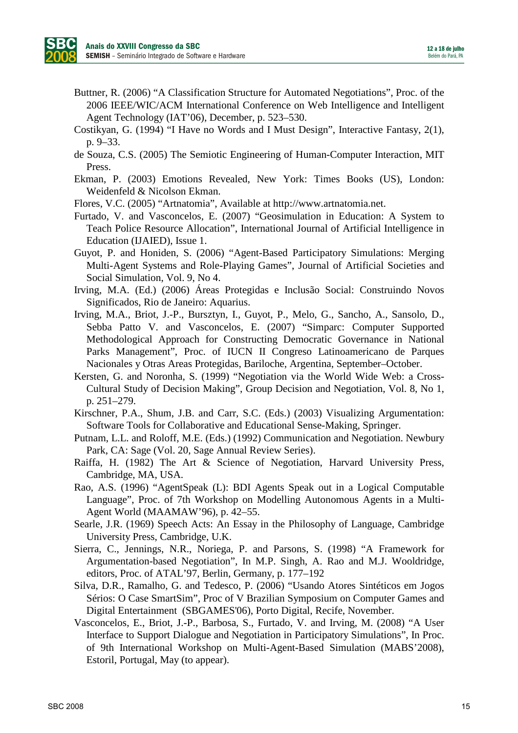Buttner, R. (2006) “A Classification Structure for Automated Negotiations”, Proc. of the 2006 IEEE/WIC/ACM International Conference on Web Intelligence and Intelligent Agent Technology (IAT’06), December, p. 523–530.

Costikyan, G. (1994) “I Have no Words and I Must Design”, Interactive Fantasy, 2(1), p. 9–33.

de Souza, C.S. (2005) The Semiotic Engineering of Human-Computer Interaction, MIT Press.

Ekman, P. (2003) Emotions Revealed, New York: Times Books (US), London: Weidenfeld & Nicolson Ekman.

Flores, V.C. (2005) “Artnatomia”, Available at http://www.artnatomia.net.

Furtado, V. and Vasconcelos, E. (2007) “Geosimulation in Education: A System to Teach Police Resource Allocation”, International Journal of Artificial Intelligence in Education (IJAIED), Issue 1.

Guyot, P. and Honiden, S. (2006) “Agent-Based Participatory Simulations: Merging Multi-Agent Systems and Role-Playing Games”, Journal of Artificial Societies and Social Simulation, Vol. 9, No 4.

Irving, M.A. (Ed.) (2006) Áreas Protegidas e Inclusão Social: Construindo Novos Significados, Rio de Janeiro: Aquarius.

Irving, M.A., Briot, J.-P., Bursztyn, I., Guyot, P., Melo, G., Sancho, A., Sansolo, D., Sebba Patto V. and Vasconcelos, E. (2007) “Simparc: Computer Supported Methodological Approach for Constructing Democratic Governance in National Parks Management”, Proc. of IUCN II Congreso Latinoamericano de Parques Nacionales y Otras Areas Protegidas, Bariloche, Argentina, September–October.

Kersten, G. and Noronha, S. (1999) “Negotiation via the World Wide Web: a Cross-Cultural Study of Decision Making”, Group Decision and Negotiation, Vol. 8, No 1, p. 251–279.

Kirschner, P.A., Shum, J.B. and Carr, S.C. (Eds.) (2003) Visualizing Argumentation: Software Tools for Collaborative and Educational Sense-Making, Springer.

Putnam, L.L. and Roloff, M.E. (Eds.) (1992) Communication and Negotiation. Newbury Park, CA: Sage (Vol. 20, Sage Annual Review Series).

Raiffa, H. (1982) The Art & Science of Negotiation, Harvard University Press, Cambridge, MA, USA.

Rao, A.S. (1996) “AgentSpeak (L): BDI Agents Speak out in a Logical Computable Language”, Proc. of 7th Workshop on Modelling Autonomous Agents in a Multi-Agent World (MAAMAW’96), p. 42–55.

Searle, J.R. (1969) Speech Acts: An Essay in the Philosophy of Language, Cambridge University Press, Cambridge, U.K.

Sierra, C., Jennings, N.R., Noriega, P. and Parsons, S. (1998) “A Framework for Argumentation-based Negotiation”, In M.P. Singh, A. Rao and M.J. Wooldridge, editors, Proc. of ATAL’97, Berlin, Germany, p. 177–192

Silva, D.R., Ramalho, G. and Tedesco, P. (2006) “Usando Atores Sintéticos em Jogos Sérios: O Case SmartSim”, Proc of V Brazilian Symposium on Computer Games and Digital Entertainment (SBGAMES'06), Porto Digital, Recife, November.

Vasconcelos, E., Briot, J.-P., Barbosa, S., Furtado, V. and Irving, M. (2008) “A User Interface to Support Dialogue and Negotiation in Participatory Simulations”, In Proc. of 9th International Workshop on Multi-Agent-Based Simulation (MABS’2008), Estoril, Portugal, May (to appear).